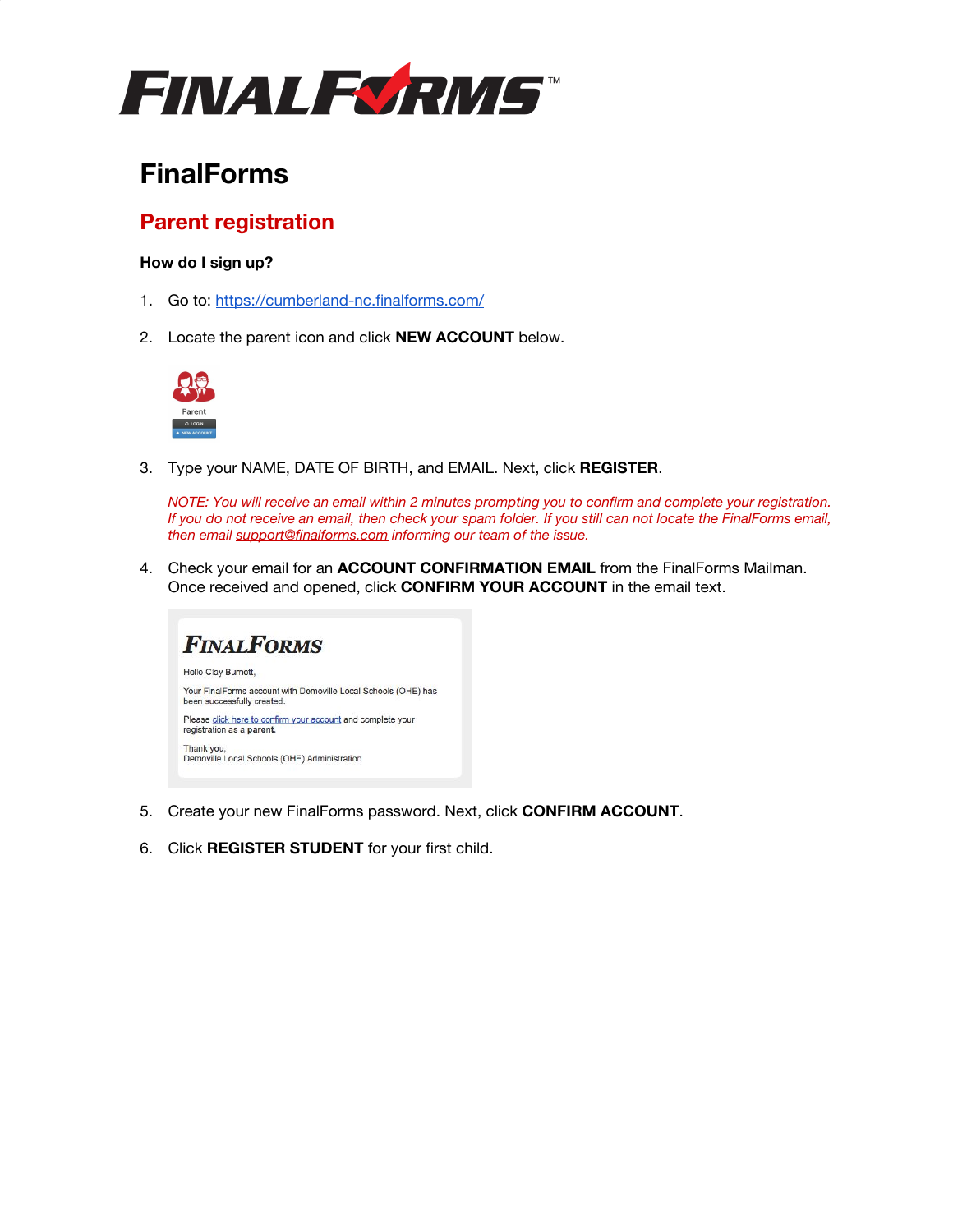# FinalForms

## Parent registration

### How do I sign up?

1. Go to: https://cumberland-nc.finalforms.com/

2. Locate the parent icon and click **NEW ACCOUNT** below.

3. Type your NAME, DATE OF BIRTH, and EMAIL. Next, click **REGISTER**.

   *NOTE: You will receive an email within 2 minutes prompting you to confirm and complete your registration. If you do not receive an email, then check your spam folder. If you still can not locate the FinalForms email, then email support@finalforms.com informing our team of the issue.*

4. Check your email for an **ACCOUNT CONFIRMATION EMAIL** from the FinalForms Mailman. Once received and opened, click **CONFIRM YOUR ACCOUNT** in the email text.

5. Create your new FinalForms password. Next, click **CONFIRM ACCOUNT**.

6. Click **REGISTER STUDENT** for your first child.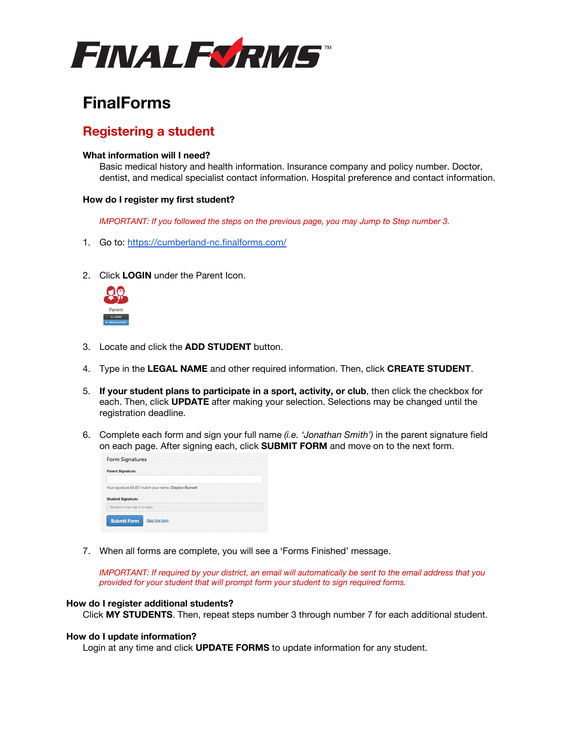# FinalForms

## Registering a student

**What information will I need?**

Basic medical history and health information. Insurance company and policy number. Doctor, dentist, and medical specialist contact information. Hospital preference and contact information.

**How do I register my first student?**

*IMPORTANT: If you followed the steps on the previous page, you may Jump to Step number 3.*

1. Go to: https://cumberland-nc.finalforms.com/

2. Click **LOGIN** under the Parent Icon.

3. Locate and click the **ADD STUDENT** button.

4. Type in the **LEGAL NAME** and other required information. Then, click **CREATE STUDENT**.

5. **If your student plans to participate in a sport, activity, or club**, then click the checkbox for each. Then, click **UPDATE** after making your selection. Selections may be changed until the registration deadline.

6. Complete each form and sign your full name *(i.e. 'Jonathan Smith')* in the parent signature field on each page. After signing each, click **SUBMIT FORM** and move on to the next form.

7. When all forms are complete, you will see a 'Forms Finished' message.

   *IMPORTANT: If required by your district, an email will automatically be sent to the email address that you provided for your student that will prompt form your student to sign required forms.*

**How do I register additional students?**

Click **MY STUDENTS**. Then, repeat steps number 3 through number 7 for each additional student.

**How do I update information?**

Login at any time and click **UPDATE FORMS** to update information for any student.